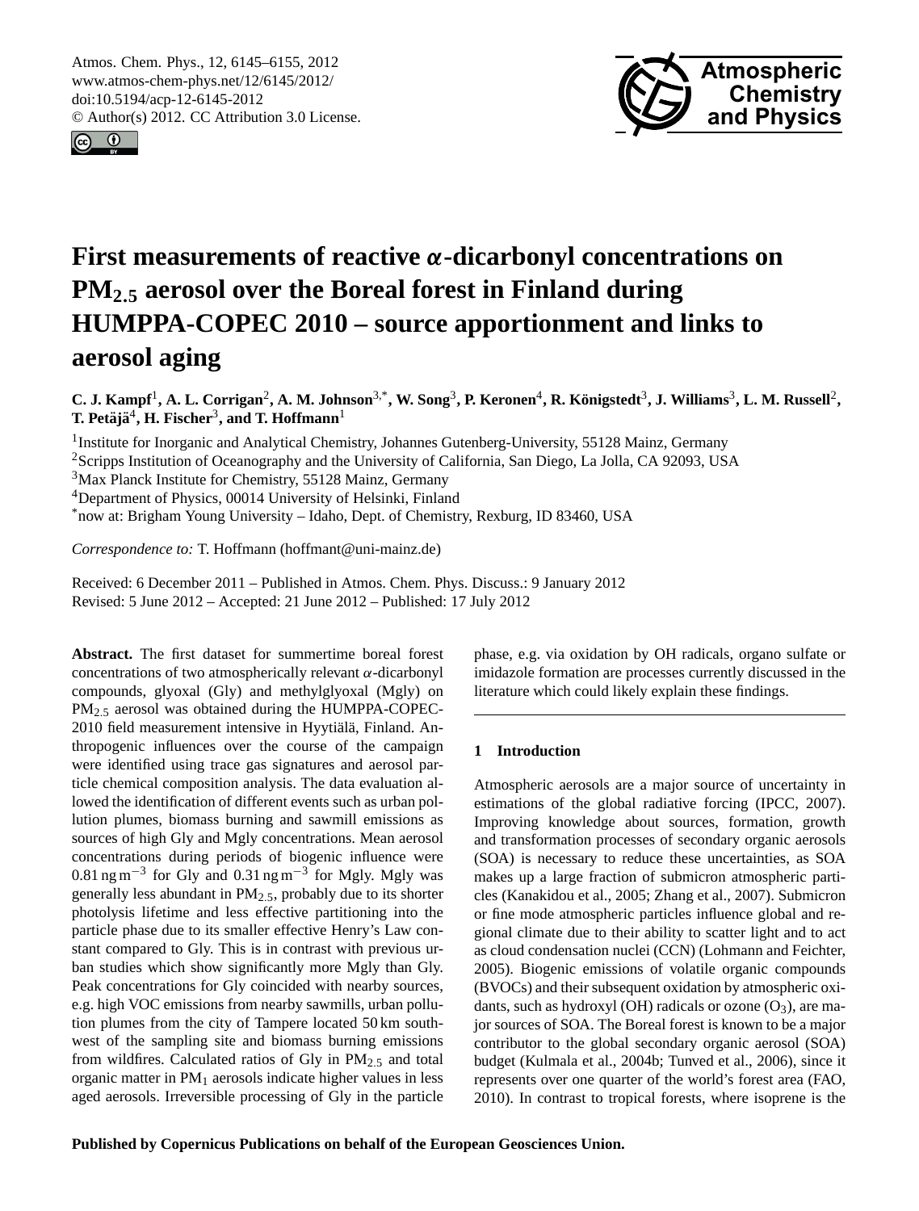# First measurements of reactive α-dicarbonyl concentrations on $PM_{2.5}$ aerosol over the Boreal forest in Finland during HUMPPA-COPEC 2010 – source apportionment and links to aerosol aging

**C. J. Kampf[1], A. L. Corrigan[2], A. M. Johnson[3,*], W. Song[3], P. Keronen[4], R. Königstedt[3], J. Williams[3], L. M. Russell[2], T. Petäjä[4], H. Fischer[3], and T. Hoffmann[1]**

[1]Institute for Inorganic and Analytical Chemistry, Johannes Gutenberg-University, 55128 Mainz, Germany

[2]Scripps Institution of Oceanography and the University of California, San Diego, La Jolla, CA 92093, USA

[3]Max Planck Institute for Chemistry, 55128 Mainz, Germany

[4]Department of Physics, 00014 University of Helsinki, Finland

[*]now at: Brigham Young University – Idaho, Dept. of Chemistry, Rexburg, ID 83460, USA

*Correspondence to:* T. Hoffmann (hoffmant@uni-mainz.de)

Received: 6 December 2011 – Published in Atmos. Chem. Phys. Discuss.: 9 January 2012
Revised: 5 June 2012 – Accepted: 21 June 2012 – Published: 17 July 2012

**Abstract.** The first dataset for summertime boreal forest concentrations of two atmospherically relevant α-dicarbonyl compounds, glyoxal (Gly) and methylglyoxal (Mgly) on $PM_{2.5}$ aerosol was obtained during the HUMPPA-COPEC-2010 field measurement intensive in Hyytiälä, Finland. Anthropogenic influences over the course of the campaign were identified using trace gas signatures and aerosol particle chemical composition analysis. The data evaluation allowed the identification of different events such as urban pollution plumes, biomass burning and sawmill emissions as sources of high Gly and Mgly concentrations. Mean aerosol concentrations during periods of biogenic influence were $0.81\,\mathrm{ng\,m^{-3}}$ for Gly and $0.31\,\mathrm{ng\,m^{-3}}$ for Mgly. Mgly was generally less abundant in $PM_{2.5}$, probably due to its shorter photolysis lifetime and less effective partitioning into the particle phase due to its smaller effective Henry's Law constant compared to Gly. This is in contrast with previous urban studies which show significantly more Mgly than Gly. Peak concentrations for Gly coincided with nearby sources, e.g. high VOC emissions from nearby sawmills, urban pollution plumes from the city of Tampere located 50 km southwest of the sampling site and biomass burning emissions from wildfires. Calculated ratios of Gly in $PM_{2.5}$ and total organic matter in $PM_1$ aerosols indicate higher values in less aged aerosols. Irreversible processing of Gly in the particle phase, e.g. via oxidation by OH radicals, organo sulfate or imidazole formation are processes currently discussed in the literature which could likely explain these findings.

## 1 Introduction

Atmospheric aerosols are a major source of uncertainty in estimations of the global radiative forcing (IPCC, 2007). Improving knowledge about sources, formation, growth and transformation processes of secondary organic aerosols (SOA) is necessary to reduce these uncertainties, as SOA makes up a large fraction of submicron atmospheric particles (Kanakidou et al., 2005; Zhang et al., 2007). Submicron or fine mode atmospheric particles influence global and regional climate due to their ability to scatter light and to act as cloud condensation nuclei (CCN) (Lohmann and Feichter, 2005). Biogenic emissions of volatile organic compounds (BVOCs) and their subsequent oxidation by atmospheric oxidants, such as hydroxyl (OH) radicals or ozone ($O_3$), are major sources of SOA. The Boreal forest is known to be a major contributor to the global secondary organic aerosol (SOA) budget (Kulmala et al., 2004b; Tunved et al., 2006), since it represents over one quarter of the world's forest area (FAO, 2010). In contrast to tropical forests, where isoprene is the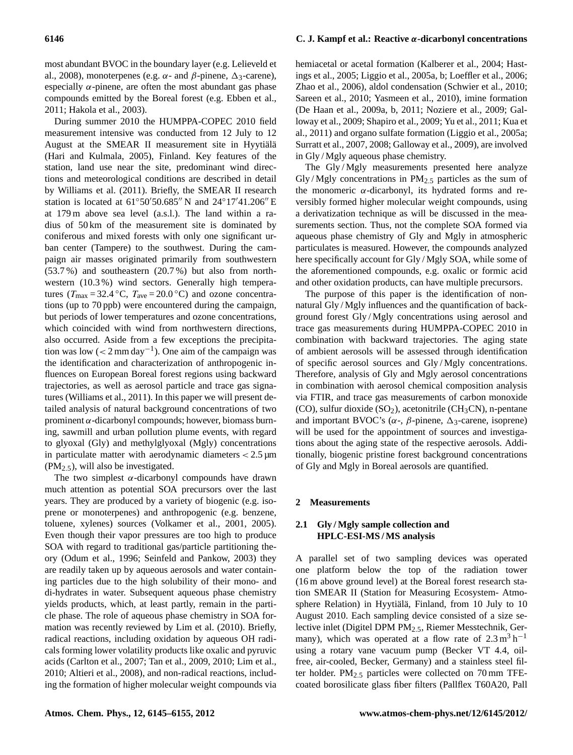most abundant BVOC in the boundary layer (e.g. Lelieveld et al., 2008), monoterpenes (e.g. $\alpha$- and $\beta$-pinene, $\Delta_3$-carene), especially $\alpha$-pinene, are often the most abundant gas phase compounds emitted by the Boreal forest (e.g. Ebben et al., 2011; Hakola et al., 2003).

During summer 2010 the HUMPPA-COPEC 2010 field measurement intensive was conducted from 12 July to 12 August at the SMEAR II measurement site in Hyytiälä (Hari and Kulmala, 2005), Finland. Key features of the station, land use near the site, predominant wind directions and meteorological conditions are described in detail by Williams et al. (2011). Briefly, the SMEAR II research station is located at 61°50′50.685″ N and 24°17′41.206″ E at 179 m above sea level (a.s.l.). The land within a radius of 50 km of the measurement site is dominated by coniferous and mixed forests with only one significant urban center (Tampere) to the southwest. During the campaign air masses originated primarily from southwestern (53.7 %) and southeastern (20.7 %) but also from northwestern (10.3 %) wind sectors. Generally high temperatures ($T_{max}$ = 32.4 °C, $T_{ave}$ = 20.0 °C) and ozone concentrations (up to 70 ppb) were encountered during the campaign, but periods of lower temperatures and ozone concentrations, which coincided with wind from northwestern directions, also occurred. Aside from a few exceptions the precipitation was low (< 2 mm day$^{-1}$). One aim of the campaign was the identification and characterization of anthropogenic influences on European Boreal forest regions using backward trajectories, as well as aerosol particle and trace gas signatures (Williams et al., 2011). In this paper we will present detailed analysis of natural background concentrations of two prominent $\alpha$-dicarbonyl compounds; however, biomass burning, sawmill and urban pollution plume events, with regard to glyoxal (Gly) and methylglyoxal (Mgly) concentrations in particulate matter with aerodynamic diameters < 2.5 µm ($PM_{2.5}$), will also be investigated.

The two simplest $\alpha$-dicarbonyl compounds have drawn much attention as potential SOA precursors over the last years. They are produced by a variety of biogenic (e.g. isoprene or monoterpenes) and anthropogenic (e.g. benzene, toluene, xylenes) sources (Volkamer et al., 2001, 2005). Even though their vapor pressures are too high to produce SOA with regard to traditional gas/particle partitioning theory (Odum et al., 1996; Seinfeld and Pankow, 2003) they are readily taken up by aqueous aerosols and water containing particles due to the high solubility of their mono- and di-hydrates in water. Subsequent aqueous phase chemistry yields products, which, at least partly, remain in the particle phase. The role of aqueous phase chemistry in SOA formation was recently reviewed by Lim et al. (2010). Briefly, radical reactions, including oxidation by aqueous OH radicals forming lower volatility products like oxalic and pyruvic acids (Carlton et al., 2007; Tan et al., 2009, 2010; Lim et al., 2010; Altieri et al., 2008), and non-radical reactions, including the formation of higher molecular weight compounds via hemiacetal or acetal formation (Kalberer et al., 2004; Hastings et al., 2005; Liggio et al., 2005a, b; Loeffler et al., 2006; Zhao et al., 2006), aldol condensation (Schwier et al., 2010; Sareen et al., 2010; Yasmeen et al., 2010), imine formation (De Haan et al., 2009a, b, 2011; Noziere et al., 2009; Galloway et al., 2009; Shapiro et al., 2009; Yu et al., 2011; Kua et al., 2011) and organo sulfate formation (Liggio et al., 2005a; Surratt et al., 2007, 2008; Galloway et al., 2009), are involved in Gly / Mgly aqueous phase chemistry.

The Gly / Mgly measurements presented here analyze Gly / Mgly concentrations in $PM_{2.5}$ particles as the sum of the monomeric $\alpha$-dicarbonyl, its hydrated forms and reversibly formed higher molecular weight compounds, using a derivatization technique as will be discussed in the measurements section. Thus, not the complete SOA formed via aqueous phase chemistry of Gly and Mgly in atmospheric particulates is measured. However, the compounds analyzed here specifically account for Gly / Mgly SOA, while some of the aforementioned compounds, e.g. oxalic or formic acid and other oxidation products, can have multiple precursors.

The purpose of this paper is the identification of non-natural Gly / Mgly influences and the quantification of background forest Gly / Mgly concentrations using aerosol and trace gas measurements during HUMPPA-COPEC 2010 in combination with backward trajectories. The aging state of ambient aerosols will be assessed through identification of specific aerosol sources and Gly / Mgly concentrations. Therefore, analysis of Gly and Mgly aerosol concentrations in combination with aerosol chemical composition analysis via FTIR, and trace gas measurements of carbon monoxide (CO), sulfur dioxide ($SO_2$), acetonitrile ($CH_3CN$), n-pentane and important BVOC's ($\alpha$-, $\beta$-pinene, $\Delta_3$-carene, isoprene) will be used for the appointment of sources and investigations about the aging state of the respective aerosols. Additionally, biogenic pristine forest background concentrations of Gly and Mgly in Boreal aerosols are quantified.

## 2 Measurements

### 2.1 Gly / Mgly sample collection and HPLC-ESI-MS / MS analysis

A parallel set of two sampling devices was operated one platform below the top of the radiation tower (16 m above ground level) at the Boreal forest research station SMEAR II (Station for Measuring Ecosystem- Atmosphere Relation) in Hyytiälä, Finland, from 10 July to 10 August 2010. Each sampling device consisted of a size selective inlet (Digitel DPM $PM_{2.5}$, Riemer Messtechnik, Germany), which was operated at a flow rate of 2.3 m$^3$ h$^{-1}$ using a rotary vane vacuum pump (Becker VT 4.4, oil-free, air-cooled, Becker, Germany) and a stainless steel filter holder. $PM_{2.5}$ particles were collected on 70 mm TFE-coated borosilicate glass fiber filters (Pallflex T60A20, Pall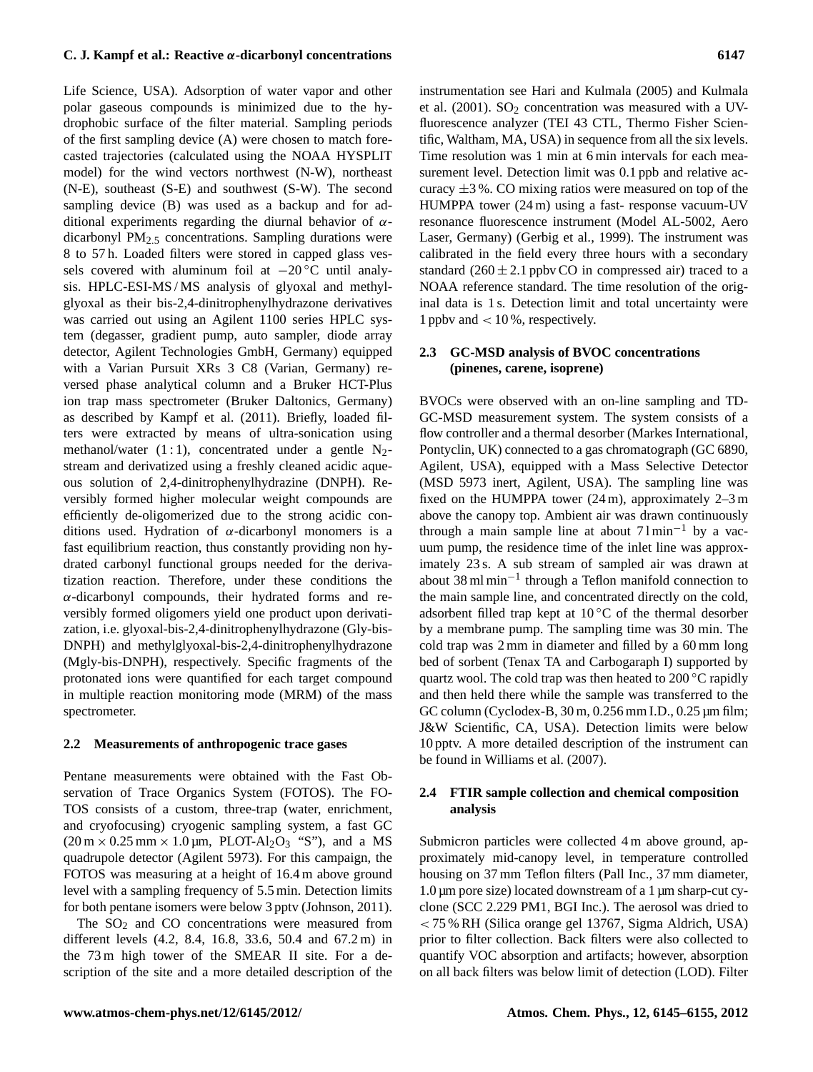Life Science, USA). Adsorption of water vapor and other polar gaseous compounds is minimized due to the hydrophobic surface of the filter material. Sampling periods of the first sampling device (A) were chosen to match forecasted trajectories (calculated using the NOAA HYSPLIT model) for the wind vectors northwest (N-W), northeast (N-E), southeast (S-E) and southwest (S-W). The second sampling device (B) was used as a backup and for additional experiments regarding the diurnal behavior of $\alpha$-dicarbonyl $PM_{2.5}$ concentrations. Sampling durations were 8 to 57 h. Loaded filters were stored in capped glass vessels covered with aluminum foil at $-20\,^{\circ}C$ until analysis. HPLC-ESI-MS / MS analysis of glyoxal and methylglyoxal as their bis-2,4-dinitrophenylhydrazone derivatives was carried out using an Agilent 1100 series HPLC system (degasser, gradient pump, auto sampler, diode array detector, Agilent Technologies GmbH, Germany) equipped with a Varian Pursuit XRs 3 C8 (Varian, Germany) reversed phase analytical column and a Bruker HCT-Plus ion trap mass spectrometer (Bruker Daltonics, Germany) as described by Kampf et al. (2011). Briefly, loaded filters were extracted by means of ultra-sonication using methanol/water (1 : 1), concentrated under a gentle $N_2$-stream and derivatized using a freshly cleaned acidic aqueous solution of 2,4-dinitrophenylhydrazine (DNPH). Reversibly formed higher molecular weight compounds are efficiently de-oligomerized due to the strong acidic conditions used. Hydration of $\alpha$-dicarbonyl monomers is a fast equilibrium reaction, thus constantly providing non hydrated carbonyl functional groups needed for the derivatization reaction. Therefore, under these conditions the $\alpha$-dicarbonyl compounds, their hydrated forms and reversibly formed oligomers yield one product upon derivatization, i.e. glyoxal-bis-2,4-dinitrophenylhydrazone (Gly-bis-DNPH) and methylglyoxal-bis-2,4-dinitrophenylhydrazone (Mgly-bis-DNPH), respectively. Specific fragments of the protonated ions were quantified for each target compound in multiple reaction monitoring mode (MRM) of the mass spectrometer.

### 2.2 Measurements of anthropogenic trace gases

Pentane measurements were obtained with the Fast Observation of Trace Organics System (FOTOS). The FOTOS consists of a custom, three-trap (water, enrichment, and cryofocusing) cryogenic sampling system, a fast GC ($20\,m \times 0.25\,mm \times 1.0\,\mu m$, PLOT-$Al_2O_3$ "S"), and a MS quadrupole detector (Agilent 5973). For this campaign, the FOTOS was measuring at a height of 16.4 m above ground level with a sampling frequency of 5.5 min. Detection limits for both pentane isomers were below 3 pptv (Johnson, 2011).

The $SO_2$ and CO concentrations were measured from different levels (4.2, 8.4, 16.8, 33.6, 50.4 and 67.2 m) in the 73 m high tower of the SMEAR II site. For a description of the site and a more detailed description of the instrumentation see Hari and Kulmala (2005) and Kulmala et al. (2001). $SO_2$ concentration was measured with a UV-fluorescence analyzer (TEI 43 CTL, Thermo Fisher Scientific, Waltham, MA, USA) in sequence from all the six levels. Time resolution was 1 min at 6 min intervals for each measurement level. Detection limit was 0.1 ppb and relative accuracy $\pm 3$ %. CO mixing ratios were measured on top of the HUMPPA tower (24 m) using a fast- response vacuum-UV resonance fluorescence instrument (Model AL-5002, Aero Laser, Germany) (Gerbig et al., 1999). The instrument was calibrated in the field every three hours with a secondary standard ($260 \pm 2.1$ ppbv CO in compressed air) traced to a NOAA reference standard. The time resolution of the original data is 1 s. Detection limit and total uncertainty were 1 ppbv and $< 10$ %, respectively.

### 2.3 GC-MSD analysis of BVOC concentrations (pinenes, carene, isoprene)

BVOCs were observed with an on-line sampling and TD-GC-MSD measurement system. The system consists of a flow controller and a thermal desorber (Markes International, Pontyclin, UK) connected to a gas chromatograph (GC 6890, Agilent, USA), equipped with a Mass Selective Detector (MSD 5973 inert, Agilent, USA). The sampling line was fixed on the HUMPPA tower (24 m), approximately 2–3 m above the canopy top. Ambient air was drawn continuously through a main sample line at about $7\,l\,min^{-1}$ by a vacuum pump, the residence time of the inlet line was approximately 23 s. A sub stream of sampled air was drawn at about $38\,ml\,min^{-1}$ through a Teflon manifold connection to the main sample line, and concentrated directly on the cold, adsorbent filled trap kept at $10\,^{\circ}C$ of the thermal desorber by a membrane pump. The sampling time was 30 min. The cold trap was 2 mm in diameter and filled by a 60 mm long bed of sorbent (Tenax TA and Carbogaraph I) supported by quartz wool. The cold trap was then heated to $200\,^{\circ}C$ rapidly and then held there while the sample was transferred to the GC column (Cyclodex-B, 30 m, 0.256 mm I.D., 0.25 µm film; J&W Scientific, CA, USA). Detection limits were below 10 pptv. A more detailed description of the instrument can be found in Williams et al. (2007).

### 2.4 FTIR sample collection and chemical composition analysis

Submicron particles were collected 4 m above ground, approximately mid-canopy level, in temperature controlled housing on 37 mm Teflon filters (Pall Inc., 37 mm diameter, 1.0 µm pore size) located downstream of a 1 µm sharp-cut cyclone (SCC 2.229 PM1, BGI Inc.). The aerosol was dried to $< 75$ % RH (Silica orange gel 13767, Sigma Aldrich, USA) prior to filter collection. Back filters were also collected to quantify VOC absorption and artifacts; however, absorption on all back filters was below limit of detection (LOD). Filter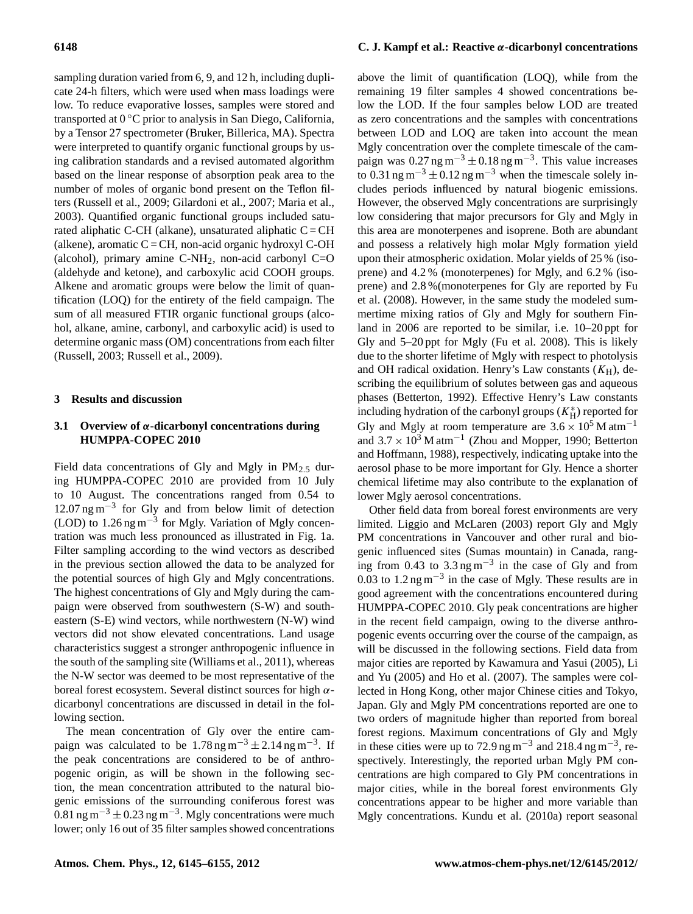sampling duration varied from 6, 9, and 12 h, including duplicate 24-h filters, which were used when mass loadings were low. To reduce evaporative losses, samples were stored and transported at 0 °C prior to analysis in San Diego, California, by a Tensor 27 spectrometer (Bruker, Billerica, MA). Spectra were interpreted to quantify organic functional groups by using calibration standards and a revised automated algorithm based on the linear response of absorption peak area to the number of moles of organic bond present on the Teflon filters (Russell et al., 2009; Gilardoni et al., 2007; Maria et al., 2003). Quantified organic functional groups included saturated aliphatic C-CH (alkane), unsaturated aliphatic C = CH (alkene), aromatic C = CH, non-acid organic hydroxyl C-OH (alcohol), primary amine C-$NH_2$, non-acid carbonyl C=O (aldehyde and ketone), and carboxylic acid COOH groups. Alkene and aromatic groups were below the limit of quantification (LOQ) for the entirety of the field campaign. The sum of all measured FTIR organic functional groups (alcohol, alkane, amine, carbonyl, and carboxylic acid) is used to determine organic mass (OM) concentrations from each filter (Russell, 2003; Russell et al., 2009).

## 3 Results and discussion

### 3.1 Overview of $\alpha$-dicarbonyl concentrations during HUMPPA-COPEC 2010

Field data concentrations of Gly and Mgly in $PM_{2.5}$ during HUMPPA-COPEC 2010 are provided from 10 July to 10 August. The concentrations ranged from 0.54 to 12.07 ng m$^{-3}$ for Gly and from below limit of detection (LOD) to 1.26 ng m$^{-3}$ for Mgly. Variation of Mgly concentration was much less pronounced as illustrated in Fig. 1a. Filter sampling according to the wind vectors as described in the previous section allowed the data to be analyzed for the potential sources of high Gly and Mgly concentrations. The highest concentrations of Gly and Mgly during the campaign were observed from southwestern (S-W) and southeastern (S-E) wind vectors, while northwestern (N-W) wind vectors did not show elevated concentrations. Land usage characteristics suggest a stronger anthropogenic influence in the south of the sampling site (Williams et al., 2011), whereas the N-W sector was deemed to be most representative of the boreal forest ecosystem. Several distinct sources for high $\alpha$-dicarbonyl concentrations are discussed in detail in the following section.

The mean concentration of Gly over the entire campaign was calculated to be 1.78 ng m$^{-3}$ ± 2.14 ng m$^{-3}$. If the peak concentrations are considered to be of anthropogenic origin, as will be shown in the following section, the mean concentration attributed to the natural biogenic emissions of the surrounding coniferous forest was 0.81 ng m$^{-3}$ ± 0.23 ng m$^{-3}$. Mgly concentrations were much lower; only 16 out of 35 filter samples showed concentrations above the limit of quantification (LOQ), while from the remaining 19 filter samples 4 showed concentrations below the LOD. If the four samples below LOD are treated as zero concentrations and the samples with concentrations between LOD and LOQ are taken into account the mean Mgly concentration over the complete timescale of the campaign was 0.27 ng m$^{-3}$ ± 0.18 ng m$^{-3}$. This value increases to 0.31 ng m$^{-3}$ ± 0.12 ng m$^{-3}$ when the timescale solely includes periods influenced by natural biogenic emissions. However, the observed Mgly concentrations are surprisingly low considering that major precursors for Gly and Mgly in this area are monoterpenes and isoprene. Both are abundant and possess a relatively high molar Mgly formation yield upon their atmospheric oxidation. Molar yields of 25 % (isoprene) and 4.2 % (monoterpenes) for Mgly, and 6.2 % (isoprene) and 2.8 %(monoterpenes for Gly are reported by Fu et al. (2008). However, in the same study the modeled summertime mixing ratios of Gly and Mgly for southern Finland in 2006 are reported to be similar, i.e. 10–20 ppt for Gly and 5–20 ppt for Mgly (Fu et al. 2008). This is likely due to the shorter lifetime of Mgly with respect to photolysis and OH radical oxidation. Henry's Law constants ($K_{\mathrm{H}}$), describing the equilibrium of solutes between gas and aqueous phases (Betterton, 1992). Effective Henry's Law constants including hydration of the carbonyl groups ($K_{\mathrm{H}}^{*}$) reported for Gly and Mgly at room temperature are $3.6 \times 10^5$ M atm$^{-1}$ and $3.7 \times 10^3$ M atm$^{-1}$ (Zhou and Mopper, 1990; Betterton and Hoffmann, 1988), respectively, indicating uptake into the aerosol phase to be more important for Gly. Hence a shorter chemical lifetime may also contribute to the explanation of lower Mgly aerosol concentrations.

Other field data from boreal forest environments are very limited. Liggio and McLaren (2003) report Gly and Mgly PM concentrations in Vancouver and other rural and biogenic influenced sites (Sumas mountain) in Canada, ranging from 0.43 to 3.3 ng m$^{-3}$ in the case of Gly and from 0.03 to 1.2 ng m$^{-3}$ in the case of Mgly. These results are in good agreement with the concentrations encountered during HUMPPA-COPEC 2010. Gly peak concentrations are higher in the recent field campaign, owing to the diverse anthropogenic events occurring over the course of the campaign, as will be discussed in the following sections. Field data from major cities are reported by Kawamura and Yasui (2005), Li and Yu (2005) and Ho et al. (2007). The samples were collected in Hong Kong, other major Chinese cities and Tokyo, Japan. Gly and Mgly PM concentrations reported are one to two orders of magnitude higher than reported from boreal forest regions. Maximum concentrations of Gly and Mgly in these cities were up to 72.9 ng m$^{-3}$ and 218.4 ng m$^{-3}$, respectively. Interestingly, the reported urban Mgly PM concentrations are high compared to Gly PM concentrations in major cities, while in the boreal forest environments Gly concentrations appear to be higher and more variable than Mgly concentrations. Kundu et al. (2010a) report seasonal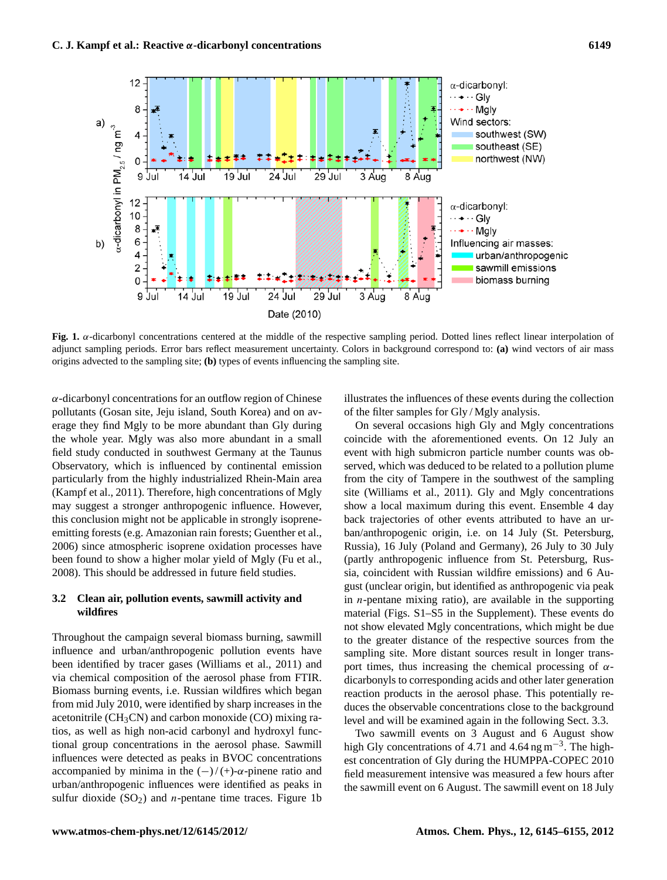**Fig. 1.** $\alpha$-dicarbonyl concentrations centered at the middle of the respective sampling period. Dotted lines reflect linear interpolation of adjunct sampling periods. Error bars reflect measurement uncertainty. Colors in background correspond to: **(a)** wind vectors of air mass origins advected to the sampling site; **(b)** types of events influencing the sampling site.

$\alpha$-dicarbonyl concentrations for an outflow region of Chinese pollutants (Gosan site, Jeju island, South Korea) and on average they find Mgly to be more abundant than Gly during the whole year. Mgly was also more abundant in a small field study conducted in southwest Germany at the Taunus Observatory, which is influenced by continental emission particularly from the highly industrialized Rhein-Main area (Kampf et al., 2011). Therefore, high concentrations of Mgly may suggest a stronger anthropogenic influence. However, this conclusion might not be applicable in strongly isoprene-emitting forests (e.g. Amazonian rain forests; Guenther et al., 2006) since atmospheric isoprene oxidation processes have been found to show a higher molar yield of Mgly (Fu et al., 2008). This should be addressed in future field studies.

### 3.2 Clean air, pollution events, sawmill activity and wildfires

Throughout the campaign several biomass burning, sawmill influence and urban/anthropogenic pollution events have been identified by tracer gases (Williams et al., 2011) and via chemical composition of the aerosol phase from FTIR. Biomass burning events, i.e. Russian wildfires which began from mid July 2010, were identified by sharp increases in the acetonitrile ($CH_3CN$) and carbon monoxide (CO) mixing ratios, as well as high non-acid carbonyl and hydroxyl functional group concentrations in the aerosol phase. Sawmill influences were detected as peaks in BVOC concentrations accompanied by minima in the $(-)/(+)$-$\alpha$-pinene ratio and urban/anthropogenic influences were identified as peaks in sulfur dioxide ($SO_2$) and *n*-pentane time traces. Figure 1b illustrates the influences of these events during the collection of the filter samples for Gly / Mgly analysis.

On several occasions high Gly and Mgly concentrations coincide with the aforementioned events. On 12 July an event with high submicron particle number counts was observed, which was deduced to be related to a pollution plume from the city of Tampere in the southwest of the sampling site (Williams et al., 2011). Gly and Mgly concentrations show a local maximum during this event. Ensemble 4 day back trajectories of other events attributed to have an urban/anthropogenic origin, i.e. on 14 July (St. Petersburg, Russia), 16 July (Poland and Germany), 26 July to 30 July (partly anthropogenic influence from St. Petersburg, Russia, coincident with Russian wildfire emissions) and 6 August (unclear origin, but identified as anthropogenic via peak in *n*-pentane mixing ratio), are available in the supporting material (Figs. S1–S5 in the Supplement). These events do not show elevated Mgly concentrations, which might be due to the greater distance of the respective sources from the sampling site. More distant sources result in longer transport times, thus increasing the chemical processing of $\alpha$-dicarbonyls to corresponding acids and other later generation reaction products in the aerosol phase. This potentially reduces the observable concentrations close to the background level and will be examined again in the following Sect. 3.3.

Two sawmill events on 3 August and 6 August show high Gly concentrations of 4.71 and 4.64 $ng\,m^{-3}$. The highest concentration of Gly during the HUMPPA-COPEC 2010 field measurement intensive was measured a few hours after the sawmill event on 6 August. The sawmill event on 18 July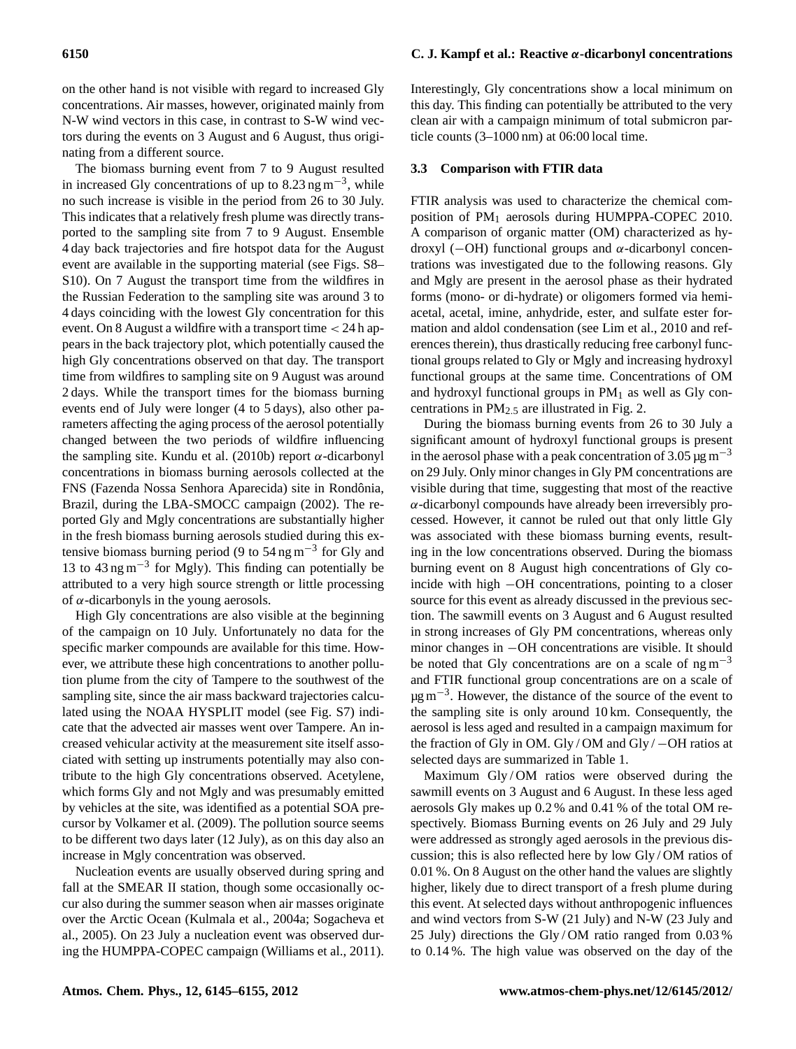on the other hand is not visible with regard to increased Gly concentrations. Air masses, however, originated mainly from N-W wind vectors in this case, in contrast to S-W wind vectors during the events on 3 August and 6 August, thus originating from a different source.

The biomass burning event from 7 to 9 August resulted in increased Gly concentrations of up to 8.23 ng m$^{-3}$, while no such increase is visible in the period from 26 to 30 July. This indicates that a relatively fresh plume was directly transported to the sampling site from 7 to 9 August. Ensemble 4 day back trajectories and fire hotspot data for the August event are available in the supporting material (see Figs. S8–S10). On 7 August the transport time from the wildfires in the Russian Federation to the sampling site was around 3 to 4 days coinciding with the lowest Gly concentration for this event. On 8 August a wildfire with a transport time < 24 h appears in the back trajectory plot, which potentially caused the high Gly concentrations observed on that day. The transport time from wildfires to sampling site on 9 August was around 2 days. While the transport times for the biomass burning events end of July were longer (4 to 5 days), also other parameters affecting the aging process of the aerosol potentially changed between the two periods of wildfire influencing the sampling site. Kundu et al. (2010b) report $\alpha$-dicarbonyl concentrations in biomass burning aerosols collected at the FNS (Fazenda Nossa Senhora Aparecida) site in Rondônia, Brazil, during the LBA-SMOCC campaign (2002). The reported Gly and Mgly concentrations are substantially higher in the fresh biomass burning aerosols studied during this extensive biomass burning period (9 to 54 ng m$^{-3}$ for Gly and 13 to 43 ng m$^{-3}$ for Mgly). This finding can potentially be attributed to a very high source strength or little processing of $\alpha$-dicarbonyls in the young aerosols.

High Gly concentrations are also visible at the beginning of the campaign on 10 July. Unfortunately no data for the specific marker compounds are available for this time. However, we attribute these high concentrations to another pollution plume from the city of Tampere to the southwest of the sampling site, since the air mass backward trajectories calculated using the NOAA HYSPLIT model (see Fig. S7) indicate that the advected air masses went over Tampere. An increased vehicular activity at the measurement site itself associated with setting up instruments potentially may also contribute to the high Gly concentrations observed. Acetylene, which forms Gly and not Mgly and was presumably emitted by vehicles at the site, was identified as a potential SOA precursor by Volkamer et al. (2009). The pollution source seems to be different two days later (12 July), as on this day also an increase in Mgly concentration was observed.

Nucleation events are usually observed during spring and fall at the SMEAR II station, though some occasionally occur also during the summer season when air masses originate over the Arctic Ocean (Kulmala et al., 2004a; Sogacheva et al., 2005). On 23 July a nucleation event was observed during the HUMPPA-COPEC campaign (Williams et al., 2011). Interestingly, Gly concentrations show a local minimum on this day. This finding can potentially be attributed to the very clean air with a campaign minimum of total submicron particle counts (3–1000 nm) at 06:00 local time.

### 3.3 Comparison with FTIR data

FTIR analysis was used to characterize the chemical composition of $PM_1$ aerosols during HUMPPA-COPEC 2010. A comparison of organic matter (OM) characterized as hydroxyl (−OH) functional groups and $\alpha$-dicarbonyl concentrations was investigated due to the following reasons. Gly and Mgly are present in the aerosol phase as their hydrated forms (mono- or di-hydrate) or oligomers formed via hemiacetal, acetal, imine, anhydride, ester, and sulfate ester formation and aldol condensation (see Lim et al., 2010 and references therein), thus drastically reducing free carbonyl functional groups related to Gly or Mgly and increasing hydroxyl functional groups at the same time. Concentrations of OM and hydroxyl functional groups in $PM_1$ as well as Gly concentrations in $PM_{2.5}$ are illustrated in Fig. 2.

During the biomass burning events from 26 to 30 July a significant amount of hydroxyl functional groups is present in the aerosol phase with a peak concentration of 3.05 µg m$^{-3}$ on 29 July. Only minor changes in Gly PM concentrations are visible during that time, suggesting that most of the reactive $\alpha$-dicarbonyl compounds have already been irreversibly processed. However, it cannot be ruled out that only little Gly was associated with these biomass burning events, resulting in the low concentrations observed. During the biomass burning event on 8 August high concentrations of Gly coincide with high −OH concentrations, pointing to a closer source for this event as already discussed in the previous section. The sawmill events on 3 August and 6 August resulted in strong increases of Gly PM concentrations, whereas only minor changes in −OH concentrations are visible. It should be noted that Gly concentrations are on a scale of ng m$^{-3}$ and FTIR functional group concentrations are on a scale of µg m$^{-3}$. However, the distance of the source of the event to the sampling site is only around 10 km. Consequently, the aerosol is less aged and resulted in a campaign maximum for the fraction of Gly in OM. Gly / OM and Gly / −OH ratios at selected days are summarized in Table 1.

Maximum Gly / OM ratios were observed during the sawmill events on 3 August and 6 August. In these less aged aerosols Gly makes up 0.2 % and 0.41 % of the total OM respectively. Biomass Burning events on 26 July and 29 July were addressed as strongly aged aerosols in the previous discussion; this is also reflected here by low Gly / OM ratios of 0.01 %. On 8 August on the other hand the values are slightly higher, likely due to direct transport of a fresh plume during this event. At selected days without anthropogenic influences and wind vectors from S-W (21 July) and N-W (23 July and 25 July) directions the Gly / OM ratio ranged from 0.03 % to 0.14 %. The high value was observed on the day of the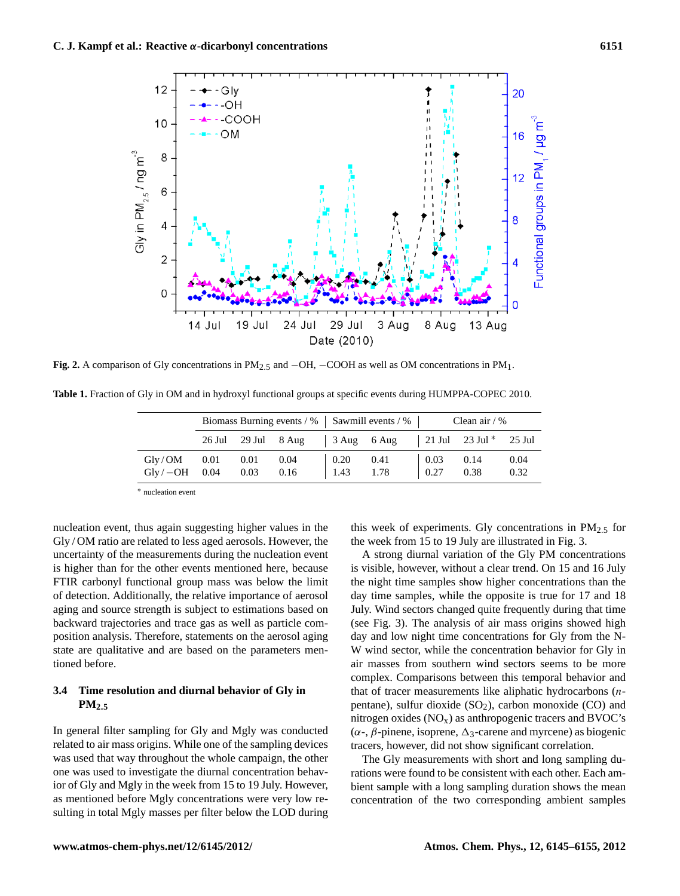**Fig. 2.** A comparison of Gly concentrations in $PM_{2.5}$ and −OH, −COOH as well as OM concentrations in $PM_1$.

**Table 1.** Fraction of Gly in OM and in hydroxyl functional groups at specific events during HUMPPA-COPEC 2010.

| | Biomass Burning events / % | | | Sawmill events / % | | Clean air / % | | |
|---|---|---|---|---|---|---|---|---|
| | 26 Jul | 29 Jul | 8 Aug | 3 Aug | 6 Aug | 21 Jul | 23 Jul * | 25 Jul |
| Gly / OM | 0.01 | 0.01 | 0.04 | 0.20 | 0.41 | 0.03 | 0.14 | 0.04 |
| Gly / −OH | 0.04 | 0.03 | 0.16 | 1.43 | 1.78 | 0.27 | 0.38 | 0.32 |

* nucleation event

nucleation event, thus again suggesting higher values in the Gly / OM ratio are related to less aged aerosols. However, the uncertainty of the measurements during the nucleation event is higher than for the other events mentioned here, because FTIR carbonyl functional group mass was below the limit of detection. Additionally, the relative importance of aerosol aging and source strength is subject to estimations based on backward trajectories and trace gas as well as particle composition analysis. Therefore, statements on the aerosol aging state are qualitative and are based on the parameters mentioned before.

### 3.4 Time resolution and diurnal behavior of Gly in $PM_{2.5}$

In general filter sampling for Gly and Mgly was conducted related to air mass origins. While one of the sampling devices was used that way throughout the whole campaign, the other one was used to investigate the diurnal concentration behavior of Gly and Mgly in the week from 15 to 19 July. However, as mentioned before Mgly concentrations were very low resulting in total Mgly masses per filter below the LOD during this week of experiments. Gly concentrations in $PM_{2.5}$ for the week from 15 to 19 July are illustrated in Fig. 3.

A strong diurnal variation of the Gly PM concentrations is visible, however, without a clear trend. On 15 and 16 July the night time samples show higher concentrations than the day time samples, while the opposite is true for 17 and 18 July. Wind sectors changed quite frequently during that time (see Fig. 3). The analysis of air mass origins showed high day and low night time concentrations for Gly from the N-W wind sector, while the concentration behavior for Gly in air masses from southern wind sectors seems to be more complex. Comparisons between this temporal behavior and that of tracer measurements like aliphatic hydrocarbons (*n*-pentane), sulfur dioxide ($SO_2$), carbon monoxide (CO) and nitrogen oxides ($NO_x$) as anthropogenic tracers and BVOC's ($\alpha$-, $\beta$-pinene, isoprene, $\Delta_3$-carene and myrcene) as biogenic tracers, however, did not show significant correlation.

The Gly measurements with short and long sampling durations were found to be consistent with each other. Each ambient sample with a long sampling duration shows the mean concentration of the two corresponding ambient samples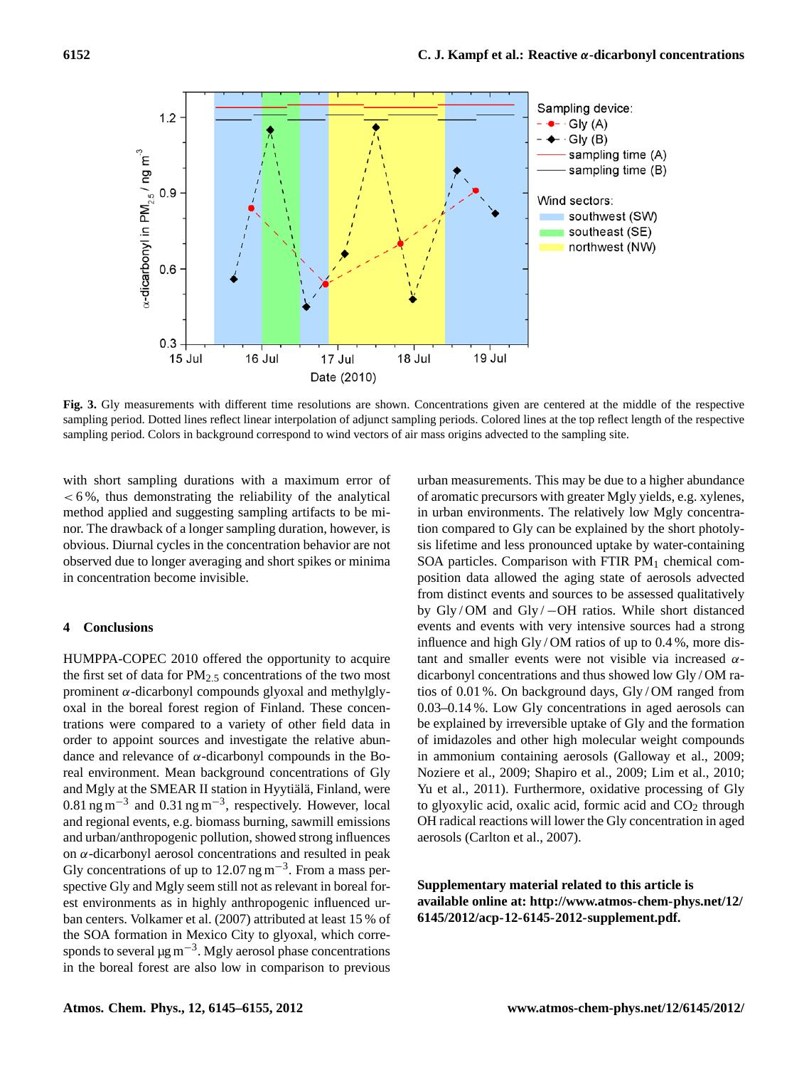**Fig. 3.** Gly measurements with different time resolutions are shown. Concentrations given are centered at the middle of the respective sampling period. Dotted lines reflect linear interpolation of adjunct sampling periods. Colored lines at the top reflect length of the respective sampling period. Colors in background correspond to wind vectors of air mass origins advected to the sampling site.

with short sampling durations with a maximum error of $<6\,\%$, thus demonstrating the reliability of the analytical method applied and suggesting sampling artifacts to be minor. The drawback of a longer sampling duration, however, is obvious. Diurnal cycles in the concentration behavior are not observed due to longer averaging and short spikes or minima in concentration become invisible.

## 4 Conclusions

HUMPPA-COPEC 2010 offered the opportunity to acquire the first set of data for $PM_{2.5}$ concentrations of the two most prominent $\alpha$-dicarbonyl compounds glyoxal and methylglyoxal in the boreal forest region of Finland. These concentrations were compared to a variety of other field data in order to appoint sources and investigate the relative abundance and relevance of $\alpha$-dicarbonyl compounds in the Boreal environment. Mean background concentrations of Gly and Mgly at the SMEAR II station in Hyytiälä, Finland, were $0.81\,\mathrm{ng\,m^{-3}}$ and $0.31\,\mathrm{ng\,m^{-3}}$, respectively. However, local and regional events, e.g. biomass burning, sawmill emissions and urban/anthropogenic pollution, showed strong influences on $\alpha$-dicarbonyl aerosol concentrations and resulted in peak Gly concentrations of up to $12.07\,\mathrm{ng\,m^{-3}}$. From a mass perspective Gly and Mgly seem still not as relevant in boreal forest environments as in highly anthropogenic influenced urban centers. Volkamer et al. (2007) attributed at least 15 % of the SOA formation in Mexico City to glyoxal, which corresponds to several $\mu\mathrm{g\,m^{-3}}$. Mgly aerosol phase concentrations in the boreal forest are also low in comparison to previous urban measurements. This may be due to a higher abundance of aromatic precursors with greater Mgly yields, e.g. xylenes, in urban environments. The relatively low Mgly concentration compared to Gly can be explained by the short photolysis lifetime and less pronounced uptake by water-containing SOA particles. Comparison with FTIR $PM_1$ chemical composition data allowed the aging state of aerosols advected from distinct events and sources to be assessed qualitatively by Gly / OM and Gly / −OH ratios. While short distanced events and events with very intensive sources had a strong influence and high Gly / OM ratios of up to 0.4 %, more distant and smaller events were not visible via increased $\alpha$-dicarbonyl concentrations and thus showed low Gly / OM ratios of 0.01 %. On background days, Gly / OM ranged from 0.03–0.14 %. Low Gly concentrations in aged aerosols can be explained by irreversible uptake of Gly and the formation of imidazoles and other high molecular weight compounds in ammonium containing aerosols (Galloway et al., 2009; Noziere et al., 2009; Shapiro et al., 2009; Lim et al., 2010; Yu et al., 2011). Furthermore, oxidative processing of Gly to glyoxylic acid, oxalic acid, formic acid and $CO_2$ through OH radical reactions will lower the Gly concentration in aged aerosols (Carlton et al., 2007).

**Supplementary material related to this article is available online at: http://www.atmos-chem-phys.net/12/6145/2012/acp-12-6145-2012-supplement.pdf.**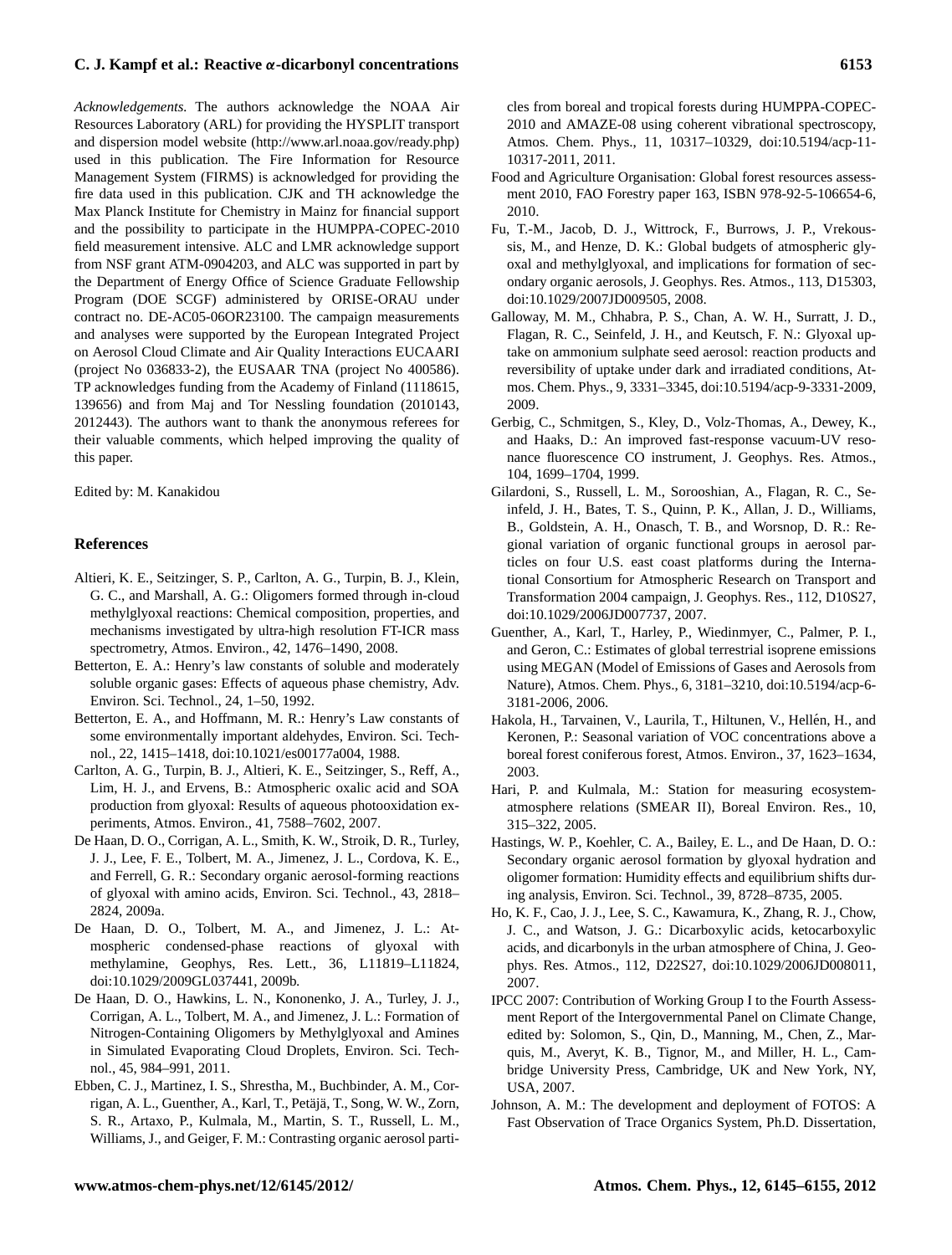*Acknowledgements.* The authors acknowledge the NOAA Air Resources Laboratory (ARL) for providing the HYSPLIT transport and dispersion model website (http://www.arl.noaa.gov/ready.php) used in this publication. The Fire Information for Resource Management System (FIRMS) is acknowledged for providing the fire data used in this publication. CJK and TH acknowledge the Max Planck Institute for Chemistry in Mainz for financial support and the possibility to participate in the HUMPPA-COPEC-2010 field measurement intensive. ALC and LMR acknowledge support from NSF grant ATM-0904203, and ALC was supported in part by the Department of Energy Office of Science Graduate Fellowship Program (DOE SCGF) administered by ORISE-ORAU under contract no. DE-AC05-06OR23100. The campaign measurements and analyses were supported by the European Integrated Project on Aerosol Cloud Climate and Air Quality Interactions EUCAARI (project No 036833-2), the EUSAAR TNA (project No 400586). TP acknowledges funding from the Academy of Finland (1118615, 139656) and from Maj and Tor Nessling foundation (2010143, 2012443). The authors want to thank the anonymous referees for their valuable comments, which helped improving the quality of this paper.

Edited by: M. Kanakidou

## References

Altieri, K. E., Seitzinger, S. P., Carlton, A. G., Turpin, B. J., Klein, G. C., and Marshall, A. G.: Oligomers formed through in-cloud methylglyoxal reactions: Chemical composition, properties, and mechanisms investigated by ultra-high resolution FT-ICR mass spectrometry, Atmos. Environ., 42, 1476–1490, 2008.

Betterton, E. A.: Henry's law constants of soluble and moderately soluble organic gases: Effects of aqueous phase chemistry, Adv. Environ. Sci. Technol., 24, 1–50, 1992.

Betterton, E. A., and Hoffmann, M. R.: Henry's Law constants of some environmentally important aldehydes, Environ. Sci. Technol., 22, 1415–1418, doi:10.1021/es00177a004, 1988.

Carlton, A. G., Turpin, B. J., Altieri, K. E., Seitzinger, S., Reff, A., Lim, H. J., and Ervens, B.: Atmospheric oxalic acid and SOA production from glyoxal: Results of aqueous photooxidation experiments, Atmos. Environ., 41, 7588–7602, 2007.

De Haan, D. O., Corrigan, A. L., Smith, K. W., Stroik, D. R., Turley, J. J., Lee, F. E., Tolbert, M. A., Jimenez, J. L., Cordova, K. E., and Ferrell, G. R.: Secondary organic aerosol-forming reactions of glyoxal with amino acids, Environ. Sci. Technol., 43, 2818–2824, 2009a.

De Haan, D. O., Tolbert, M. A., and Jimenez, J. L.: Atmospheric condensed-phase reactions of glyoxal with methylamine, Geophys. Res. Lett., 36, L11819–L11824, doi:10.1029/2009GL037441, 2009b.

De Haan, D. O., Hawkins, L. N., Kononenko, J. A., Turley, J. J., Corrigan, A. L., Tolbert, M. A., and Jimenez, J. L.: Formation of Nitrogen-Containing Oligomers by Methylglyoxal and Amines in Simulated Evaporating Cloud Droplets, Environ. Sci. Technol., 45, 984–991, 2011.

Ebben, C. J., Martinez, I. S., Shrestha, M., Buchbinder, A. M., Corrigan, A. L., Guenther, A., Karl, T., Petäjä, T., Song, W. W., Zorn, S. R., Artaxo, P., Kulmala, M., Martin, S. T., Russell, L. M., Williams, J., and Geiger, F. M.: Contrasting organic aerosol particles from boreal and tropical forests during HUMPPA-COPEC-2010 and AMAZE-08 using coherent vibrational spectroscopy, Atmos. Chem. Phys., 11, 10317–10329, doi:10.5194/acp-11-10317-2011, 2011.

Food and Agriculture Organisation: Global forest resources assessment 2010, FAO Forestry paper 163, ISBN 978-92-5-106654-6, 2010.

Fu, T.-M., Jacob, D. J., Wittrock, F., Burrows, J. P., Vrekoussis, M., and Henze, D. K.: Global budgets of atmospheric glyoxal and methylglyoxal, and implications for formation of secondary organic aerosols, J. Geophys. Res. Atmos., 113, D15303, doi:10.1029/2007JD009505, 2008.

Galloway, M. M., Chhabra, P. S., Chan, A. W. H., Surratt, J. D., Flagan, R. C., Seinfeld, J. H., and Keutsch, F. N.: Glyoxal uptake on ammonium sulphate seed aerosol: reaction products and reversibility of uptake under dark and irradiated conditions, Atmos. Chem. Phys., 9, 3331–3345, doi:10.5194/acp-9-3331-2009, 2009.

Gerbig, C., Schmitgen, S., Kley, D., Volz-Thomas, A., Dewey, K., and Haaks, D.: An improved fast-response vacuum-UV resonance fluorescence CO instrument, J. Geophys. Res. Atmos., 104, 1699–1704, 1999.

Gilardoni, S., Russell, L. M., Sorooshian, A., Flagan, R. C., Seinfeld, J. H., Bates, T. S., Quinn, P. K., Allan, J. D., Williams, B., Goldstein, A. H., Onasch, T. B., and Worsnop, D. R.: Regional variation of organic functional groups in aerosol particles on four U.S. east coast platforms during the International Consortium for Atmospheric Research on Transport and Transformation 2004 campaign, J. Geophys. Res., 112, D10S27, doi:10.1029/2006JD007737, 2007.

Guenther, A., Karl, T., Harley, P., Wiedinmyer, C., Palmer, P. I., and Geron, C.: Estimates of global terrestrial isoprene emissions using MEGAN (Model of Emissions of Gases and Aerosols from Nature), Atmos. Chem. Phys., 6, 3181–3210, doi:10.5194/acp-6-3181-2006, 2006.

Hakola, H., Tarvainen, V., Laurila, T., Hiltunen, V., Hellén, H., and Keronen, P.: Seasonal variation of VOC concentrations above a boreal forest coniferous forest, Atmos. Environ., 37, 1623–1634, 2003.

Hari, P. and Kulmala, M.: Station for measuring ecosystem-atmosphere relations (SMEAR II), Boreal Environ. Res., 10, 315–322, 2005.

Hastings, W. P., Koehler, C. A., Bailey, E. L., and De Haan, D. O.: Secondary organic aerosol formation by glyoxal hydration and oligomer formation: Humidity effects and equilibrium shifts during analysis, Environ. Sci. Technol., 39, 8728–8735, 2005.

Ho, K. F., Cao, J. J., Lee, S. C., Kawamura, K., Zhang, R. J., Chow, J. C., and Watson, J. G.: Dicarboxylic acids, ketocarboxylic acids, and dicarbonyls in the urban atmosphere of China, J. Geophys. Res. Atmos., 112, D22S27, doi:10.1029/2006JD008011, 2007.

IPCC 2007: Contribution of Working Group I to the Fourth Assessment Report of the Intergovernmental Panel on Climate Change, edited by: Solomon, S., Qin, D., Manning, M., Chen, Z., Marquis, M., Averyt, K. B., Tignor, M., and Miller, H. L., Cambridge University Press, Cambridge, UK and New York, NY, USA, 2007.

Johnson, A. M.: The development and deployment of FOTOS: A Fast Observation of Trace Organics System, Ph.D. Dissertation,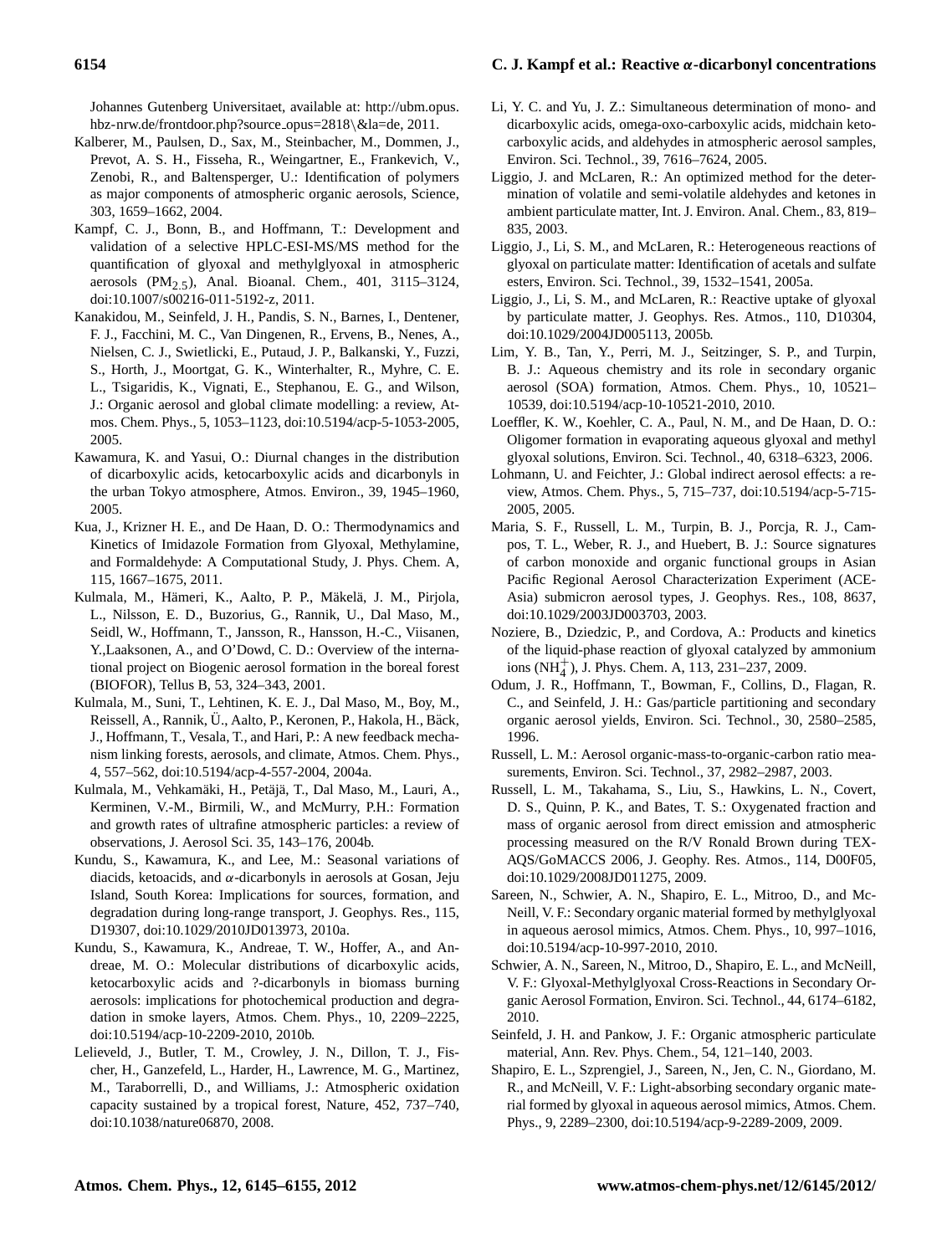Johannes Gutenberg Universitaet, available at: http://ubm.opus.hbz-nrw.de/frontdoor.php?source_opus=2818\&la=de, 2011.

Kalberer, M., Paulsen, D., Sax, M., Steinbacher, M., Dommen, J., Prevot, A. S. H., Fisseha, R., Weingartner, E., Frankevich, V., Zenobi, R., and Baltensperger, U.: Identification of polymers as major components of atmospheric organic aerosols, Science, 303, 1659–1662, 2004.

Kampf, C. J., Bonn, B., and Hoffmann, T.: Development and validation of a selective HPLC-ESI-MS/MS method for the quantification of glyoxal and methylglyoxal in atmospheric aerosols ($PM_{2.5}$), Anal. Bioanal. Chem., 401, 3115–3124, doi:10.1007/s00216-011-5192-z, 2011.

Kanakidou, M., Seinfeld, J. H., Pandis, S. N., Barnes, I., Dentener, F. J., Facchini, M. C., Van Dingenen, R., Ervens, B., Nenes, A., Nielsen, C. J., Swietlicki, E., Putaud, J. P., Balkanski, Y., Fuzzi, S., Horth, J., Moortgat, G. K., Winterhalter, R., Myhre, C. E. L., Tsigaridis, K., Vignati, E., Stephanou, E. G., and Wilson, J.: Organic aerosol and global climate modelling: a review, Atmos. Chem. Phys., 5, 1053–1123, doi:10.5194/acp-5-1053-2005, 2005.

Kawamura, K. and Yasui, O.: Diurnal changes in the distribution of dicarboxylic acids, ketocarboxylic acids and dicarbonyls in the urban Tokyo atmosphere, Atmos. Environ., 39, 1945–1960, 2005.

Kua, J., Krizner H. E., and De Haan, D. O.: Thermodynamics and Kinetics of Imidazole Formation from Glyoxal, Methylamine, and Formaldehyde: A Computational Study, J. Phys. Chem. A, 115, 1667–1675, 2011.

Kulmala, M., Hämeri, K., Aalto, P. P., Mäkelä, J. M., Pirjola, L., Nilsson, E. D., Buzorius, G., Rannik, U., Dal Maso, M., Seidl, W., Hoffmann, T., Jansson, R., Hansson, H.-C., Viisanen, Y.,Laaksonen, A., and O'Dowd, C. D.: Overview of the international project on Biogenic aerosol formation in the boreal forest (BIOFOR), Tellus B, 53, 324–343, 2001.

Kulmala, M., Suni, T., Lehtinen, K. E. J., Dal Maso, M., Boy, M., Reissell, A., Rannik, Ü., Aalto, P., Keronen, P., Hakola, H., Bäck, J., Hoffmann, T., Vesala, T., and Hari, P.: A new feedback mechanism linking forests, aerosols, and climate, Atmos. Chem. Phys., 4, 557–562, doi:10.5194/acp-4-557-2004, 2004a.

Kulmala, M., Vehkamäki, H., Petäjä, T., Dal Maso, M., Lauri, A., Kerminen, V.-M., Birmili, W., and McMurry, P.H.: Formation and growth rates of ultrafine atmospheric particles: a review of observations, J. Aerosol Sci. 35, 143–176, 2004b.

Kundu, S., Kawamura, K., and Lee, M.: Seasonal variations of diacids, ketoacids, and $\alpha$-dicarbonyls in aerosols at Gosan, Jeju Island, South Korea: Implications for sources, formation, and degradation during long-range transport, J. Geophys. Res., 115, D19307, doi:10.1029/2010JD013973, 2010a.

Kundu, S., Kawamura, K., Andreae, T. W., Hoffer, A., and Andreae, M. O.: Molecular distributions of dicarboxylic acids, ketocarboxylic acids and ?-dicarbonyls in biomass burning aerosols: implications for photochemical production and degradation in smoke layers, Atmos. Chem. Phys., 10, 2209–2225, doi:10.5194/acp-10-2209-2010, 2010b.

Lelieveld, J., Butler, T. M., Crowley, J. N., Dillon, T. J., Fischer, H., Ganzefeld, L., Harder, H., Lawrence, M. G., Martinez, M., Taraborrelli, D., and Williams, J.: Atmospheric oxidation capacity sustained by a tropical forest, Nature, 452, 737–740, doi:10.1038/nature06870, 2008.

Li, Y. C. and Yu, J. Z.: Simultaneous determination of mono- and dicarboxylic acids, omega-oxo-carboxylic acids, midchain ketocarboxylic acids, and aldehydes in atmospheric aerosol samples, Environ. Sci. Technol., 39, 7616–7624, 2005.

Liggio, J. and McLaren, R.: An optimized method for the determination of volatile and semi-volatile aldehydes and ketones in ambient particulate matter, Int. J. Environ. Anal. Chem., 83, 819–835, 2003.

Liggio, J., Li, S. M., and McLaren, R.: Heterogeneous reactions of glyoxal on particulate matter: Identification of acetals and sulfate esters, Environ. Sci. Technol., 39, 1532–1541, 2005a.

Liggio, J., Li, S. M., and McLaren, R.: Reactive uptake of glyoxal by particulate matter, J. Geophys. Res. Atmos., 110, D10304, doi:10.1029/2004JD005113, 2005b.

Lim, Y. B., Tan, Y., Perri, M. J., Seitzinger, S. P., and Turpin, B. J.: Aqueous chemistry and its role in secondary organic aerosol (SOA) formation, Atmos. Chem. Phys., 10, 10521–10539, doi:10.5194/acp-10-10521-2010, 2010.

Loeffler, K. W., Koehler, C. A., Paul, N. M., and De Haan, D. O.: Oligomer formation in evaporating aqueous glyoxal and methyl glyoxal solutions, Environ. Sci. Technol., 40, 6318–6323, 2006.

Lohmann, U. and Feichter, J.: Global indirect aerosol effects: a review, Atmos. Chem. Phys., 5, 715–737, doi:10.5194/acp-5-715-2005, 2005.

Maria, S. F., Russell, L. M., Turpin, B. J., Porcja, R. J., Campos, T. L., Weber, R. J., and Huebert, B. J.: Source signatures of carbon monoxide and organic functional groups in Asian Pacific Regional Aerosol Characterization Experiment (ACE-Asia) submicron aerosol types, J. Geophys. Res., 108, 8637, doi:10.1029/2003JD003703, 2003.

Noziere, B., Dziedzic, P., and Cordova, A.: Products and kinetics of the liquid-phase reaction of glyoxal catalyzed by ammonium ions ($NH_4^+$), J. Phys. Chem. A, 113, 231–237, 2009.

Odum, J. R., Hoffmann, T., Bowman, F., Collins, D., Flagan, R. C., and Seinfeld, J. H.: Gas/particle partitioning and secondary organic aerosol yields, Environ. Sci. Technol., 30, 2580–2585, 1996.

Russell, L. M.: Aerosol organic-mass-to-organic-carbon ratio measurements, Environ. Sci. Technol., 37, 2982–2987, 2003.

Russell, L. M., Takahama, S., Liu, S., Hawkins, L. N., Covert, D. S., Quinn, P. K., and Bates, T. S.: Oxygenated fraction and mass of organic aerosol from direct emission and atmospheric processing measured on the R/V Ronald Brown during TEX-AQS/GoMACCS 2006, J. Geophy. Res. Atmos., 114, D00F05, doi:10.1029/2008JD011275, 2009.

Sareen, N., Schwier, A. N., Shapiro, E. L., Mitroo, D., and McNeill, V. F.: Secondary organic material formed by methylglyoxal in aqueous aerosol mimics, Atmos. Chem. Phys., 10, 997–1016, doi:10.5194/acp-10-997-2010, 2010.

Schwier, A. N., Sareen, N., Mitroo, D., Shapiro, E. L., and McNeill, V. F.: Glyoxal-Methylglyoxal Cross-Reactions in Secondary Organic Aerosol Formation, Environ. Sci. Technol., 44, 6174–6182, 2010.

Seinfeld, J. H. and Pankow, J. F.: Organic atmospheric particulate material, Ann. Rev. Phys. Chem., 54, 121–140, 2003.

Shapiro, E. L., Szprengiel, J., Sareen, N., Jen, C. N., Giordano, M. R., and McNeill, V. F.: Light-absorbing secondary organic material formed by glyoxal in aqueous aerosol mimics, Atmos. Chem. Phys., 9, 2289–2300, doi:10.5194/acp-9-2289-2009, 2009.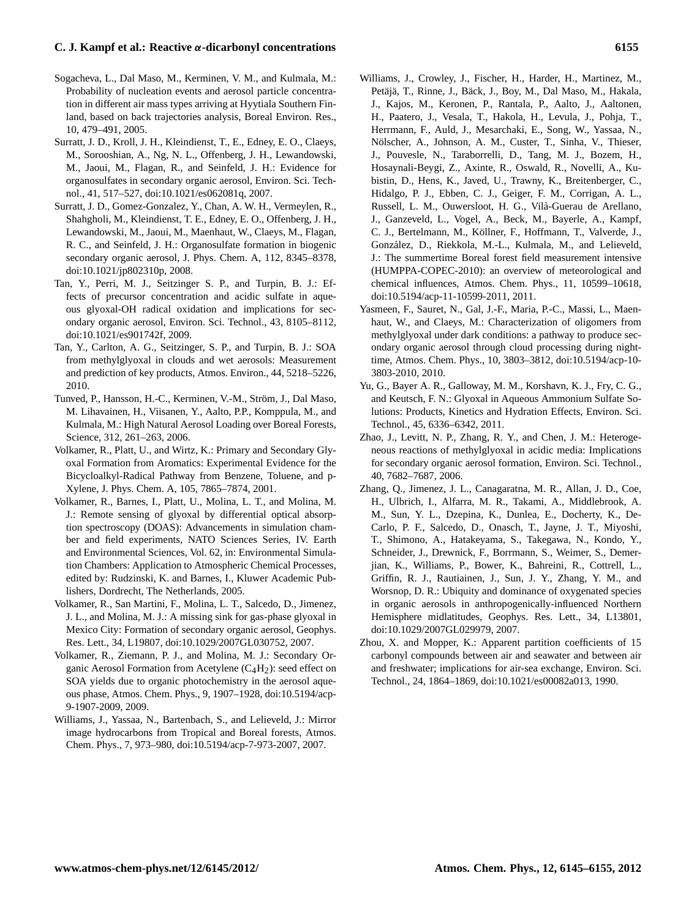Sogacheva, L., Dal Maso, M., Kerminen, V. M., and Kulmala, M.: Probability of nucleation events and aerosol particle concentration in different air mass types arriving at Hyytiala Southern Finland, based on back trajectories analysis, Boreal Environ. Res., 10, 479–491, 2005.

Surratt, J. D., Kroll, J. H., Kleindienst, T., E., Edney, E. O., Claeys, M., Sorooshian, A., Ng, N. L., Offenberg, J. H., Lewandowski, M., Jaoui, M., Flagan, R., and Seinfeld, J. H.: Evidence for organosulfates in secondary organic aerosol, Environ. Sci. Technol., 41, 517–527, doi:10.1021/es062081q, 2007.

Surratt, J. D., Gomez-Gonzalez, Y., Chan, A. W. H., Vermeylen, R., Shahgholi, M., Kleindienst, T. E., Edney, E. O., Offenberg, J. H., Lewandowski, M., Jaoui, M., Maenhaut, W., Claeys, M., Flagan, R. C., and Seinfeld, J. H.: Organosulfate formation in biogenic secondary organic aerosol, J. Phys. Chem. A, 112, 8345–8378, doi:10.1021/jp802310p, 2008.

Tan, Y., Perri, M. J., Seitzinger S. P., and Turpin, B. J.: Effects of precursor concentration and acidic sulfate in aqueous glyoxal-OH radical oxidation and implications for secondary organic aerosol, Environ. Sci. Technol., 43, 8105–8112, doi:10.1021/es901742f, 2009.

Tan, Y., Carlton, A. G., Seitzinger, S. P., and Turpin, B. J.: SOA from methylglyoxal in clouds and wet aerosols: Measurement and prediction of key products, Atmos. Environ., 44, 5218–5226, 2010.

Tunved, P., Hansson, H.-C., Kerminen, V.-M., Ström, J., Dal Maso, M. Lihavainen, H., Viisanen, Y., Aalto, P.P., Komppula, M., and Kulmala, M.: High Natural Aerosol Loading over Boreal Forests, Science, 312, 261–263, 2006.

Volkamer, R., Platt, U., and Wirtz, K.: Primary and Secondary Glyoxal Formation from Aromatics: Experimental Evidence for the Bicycloalkyl-Radical Pathway from Benzene, Toluene, and p-Xylene, J. Phys. Chem. A, 105, 7865–7874, 2001.

Volkamer, R., Barnes, I., Platt, U., Molina, L. T., and Molina, M. J.: Remote sensing of glyoxal by differential optical absorption spectroscopy (DOAS): Advancements in simulation chamber and field experiments, NATO Sciences Series, IV. Earth and Environmental Sciences, Vol. 62, in: Environmental Simulation Chambers: Application to Atmospheric Chemical Processes, edited by: Rudzinski, K. and Barnes, I., Kluwer Academic Publishers, Dordrecht, The Netherlands, 2005.

Volkamer, R., San Martini, F., Molina, L. T., Salcedo, D., Jimenez, J. L., and Molina, M. J.: A missing sink for gas-phase glyoxal in Mexico City: Formation of secondary organic aerosol, Geophys. Res. Lett., 34, L19807, doi:10.1029/2007GL030752, 2007.

Volkamer, R., Ziemann, P. J., and Molina, M. J.: Secondary Organic Aerosol Formation from Acetylene ($C_4H_2$): seed effect on SOA yields due to organic photochemistry in the aerosol aqueous phase, Atmos. Chem. Phys., 9, 1907–1928, doi:10.5194/acp-9-1907-2009, 2009.

Williams, J., Yassaa, N., Bartenbach, S., and Lelieveld, J.: Mirror image hydrocarbons from Tropical and Boreal forests, Atmos. Chem. Phys., 7, 973–980, doi:10.5194/acp-7-973-2007, 2007.

Williams, J., Crowley, J., Fischer, H., Harder, H., Martinez, M., Petäjä, T., Rinne, J., Bäck, J., Boy, M., Dal Maso, M., Hakala, J., Kajos, M., Keronen, P., Rantala, P., Aalto, J., Aaltonen, H., Paatero, J., Vesala, T., Hakola, H., Levula, J., Pohja, T., Herrmann, F., Auld, J., Mesarchaki, E., Song, W., Yassaa, N., Nölscher, A., Johnson, A. M., Custer, T., Sinha, V., Thieser, J., Pouvesle, N., Taraborrelli, D., Tang, M. J., Bozem, H., Hosaynali-Beygi, Z., Axinte, R., Oswald, R., Novelli, A., Kubistin, D., Hens, K., Javed, U., Trawny, K., Breitenberger, C., Hidalgo, P. J., Ebben, C. J., Geiger, F. M., Corrigan, A. L., Russell, L. M., Ouwersloot, H. G., Vilà-Guerau de Arellano, J., Ganzeveld, L., Vogel, A., Beck, M., Bayerle, A., Kampf, C. J., Bertelmann, M., Köllner, F., Hoffmann, T., Valverde, J., González, D., Riekkola, M.-L., Kulmala, M., and Lelieveld, J.: The summertime Boreal forest field measurement intensive (HUMPPA-COPEC-2010): an overview of meteorological and chemical influences, Atmos. Chem. Phys., 11, 10599–10618, doi:10.5194/acp-11-10599-2011, 2011.

Yasmeen, F., Sauret, N., Gal, J.-F., Maria, P.-C., Massi, L., Maenhaut, W., and Claeys, M.: Characterization of oligomers from methylglyoxal under dark conditions: a pathway to produce secondary organic aerosol through cloud processing during nighttime, Atmos. Chem. Phys., 10, 3803–3812, doi:10.5194/acp-10-3803-2010, 2010.

Yu, G., Bayer A. R., Galloway, M. M., Korshavn, K. J., Fry, C. G., and Keutsch, F. N.: Glyoxal in Aqueous Ammonium Sulfate Solutions: Products, Kinetics and Hydration Effects, Environ. Sci. Technol., 45, 6336–6342, 2011.

Zhao, J., Levitt, N. P., Zhang, R. Y., and Chen, J. M.: Heterogeneous reactions of methylglyoxal in acidic media: Implications for secondary organic aerosol formation, Environ. Sci. Technol., 40, 7682–7687, 2006.

Zhang, Q., Jimenez, J. L., Canagaratna, M. R., Allan, J. D., Coe, H., Ulbrich, I., Alfarra, M. R., Takami, A., Middlebrook, A. M., Sun, Y. L., Dzepina, K., Dunlea, E., Docherty, K., DeCarlo, P. F., Salcedo, D., Onasch, T., Jayne, J. T., Miyoshi, T., Shimono, A., Hatakeyama, S., Takegawa, N., Kondo, Y., Schneider, J., Drewnick, F., Borrmann, S., Weimer, S., Demerjian, K., Williams, P., Bower, K., Bahreini, R., Cottrell, L., Griffin, R. J., Rautiainen, J., Sun, J. Y., Zhang, Y. M., and Worsnop, D. R.: Ubiquity and dominance of oxygenated species in organic aerosols in anthropogenically-influenced Northern Hemisphere midlatitudes, Geophys. Res. Lett., 34, L13801, doi:10.1029/2007GL029979, 2007.

Zhou, X. and Mopper, K.: Apparent partition coefficients of 15 carbonyl compounds between air and seawater and between air and freshwater; implications for air-sea exchange, Environ. Sci. Technol., 24, 1864–1869, doi:10.1021/es00082a013, 1990.